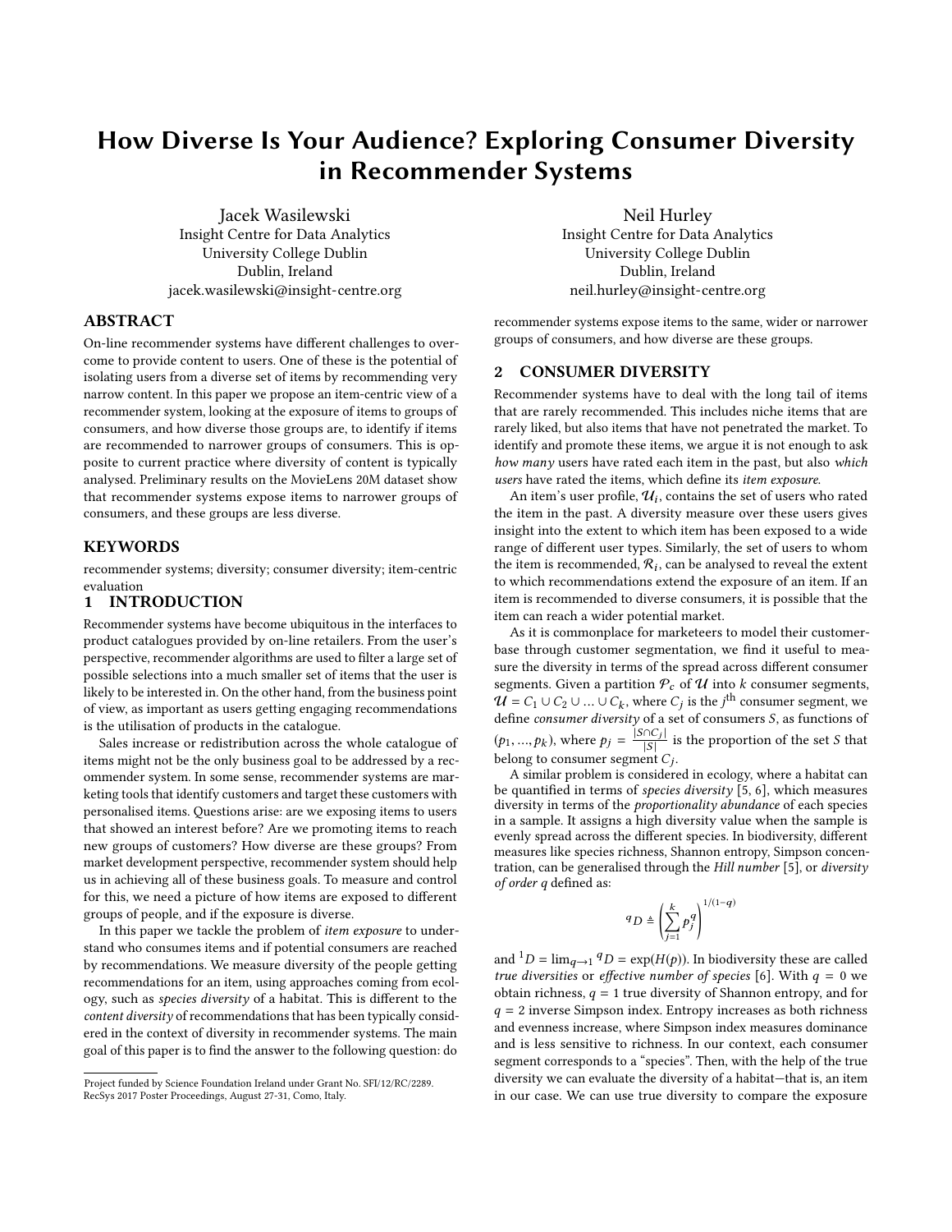# How Diverse Is Your Audience? Exploring Consumer Diversity in Recommender Systems

Jacek Wasilewski
Insight Centre for Data Analytics
University College Dublin
Dublin, Ireland
jacek.wasilewski@insight-centre.org

Neil Hurley
Insight Centre for Data Analytics
University College Dublin
Dublin, Ireland
neil.hurley@insight-centre.org

## ABSTRACT

On-line recommender systems have different challenges to overcome to provide content to users. One of these is the potential of isolating users from a diverse set of items by recommending very narrow content. In this paper we propose an item-centric view of a recommender system, looking at the exposure of items to groups of consumers, and how diverse those groups are, to identify if items are recommended to narrower groups of consumers. This is opposite to current practice where diversity of content is typically analysed. Preliminary results on the MovieLens 20M dataset show that recommender systems expose items to narrower groups of consumers, and these groups are less diverse.

## KEYWORDS

recommender systems; diversity; consumer diversity; item-centric evaluation

## 1 INTRODUCTION

Recommender systems have become ubiquitous in the interfaces to product catalogues provided by on-line retailers. From the user's perspective, recommender algorithms are used to filter a large set of possible selections into a much smaller set of items that the user is likely to be interested in. On the other hand, from the business point of view, as important as users getting engaging recommendations is the utilisation of products in the catalogue.

Sales increase or redistribution across the whole catalogue of items might not be the only business goal to be addressed by a recommender system. In some sense, recommender systems are marketing tools that identify customers and target these customers with personalised items. Questions arise: are we exposing items to users that showed an interest before? Are we promoting items to reach new groups of customers? How diverse are these groups? From market development perspective, recommender system should help us in achieving all of these business goals. To measure and control for this, we need a picture of how items are exposed to different groups of people, and if the exposure is diverse.

In this paper we tackle the problem of *item exposure* to understand who consumes items and if potential consumers are reached by recommendations. We measure diversity of the people getting recommendations for an item, using approaches coming from ecology, such as *species diversity* of a habitat. This is different to the *content diversity* of recommendations that has been typically considered in the context of diversity in recommender systems. The main goal of this paper is to find the answer to the following question: do recommender systems expose items to the same, wider or narrower groups of consumers, and how diverse are these groups.

## 2 CONSUMER DIVERSITY

Recommender systems have to deal with the long tail of items that are rarely recommended. This includes niche items that are rarely liked, but also items that have not penetrated the market. To identify and promote these items, we argue it is not enough to ask *how many* users have rated each item in the past, but also *which users* have rated the items, which define its *item exposure*.

An item's user profile, $\mathcal{U}_i$, contains the set of users who rated the item in the past. A diversity measure over these users gives insight into the extent to which item has been exposed to a wide range of different user types. Similarly, the set of users to whom the item is recommended, $\mathcal{R}_i$, can be analysed to reveal the extent to which recommendations extend the exposure of an item. If an item is recommended to diverse consumers, it is possible that the item can reach a wider potential market.

As it is commonplace for marketeers to model their customer-base through customer segmentation, we find it useful to measure the diversity in terms of the spread across different consumer segments. Given a partition $\mathcal{P}_c$ of $\mathcal{U}$ into $k$ consumer segments, $\mathcal{U} = C_1 \cup C_2 \cup \ldots \cup C_k$, where $C_j$ is the $j^{\text{th}}$ consumer segment, we define *consumer diversity* of a set of consumers $S$, as functions of $(p_1, \ldots, p_k)$, where $p_j = \frac{|S \cap C_j|}{|S|}$ is the proportion of the set $S$ that belong to consumer segment $C_j$.

A similar problem is considered in ecology, where a habitat can be quantified in terms of *species diversity* [5, 6], which measures diversity in terms of the *proportionality abundance* of each species in a sample. It assigns a high diversity value when the sample is evenly spread across the different species. In biodiversity, different measures like species richness, Shannon entropy, Simpson concentration, can be generalised through the *Hill number* [5], or *diversity of order q* defined as:

$$ {}^{q}D \triangleq \left( \sum_{j=1}^{k} p_j^q \right)^{1/(1-q)} $$

and ${}^{1}D = \lim_{q \to 1} {}^{q}D = \exp(H(p))$. In biodiversity these are called *true diversities* or *effective number of species* [6]. With $q = 0$ we obtain richness, $q = 1$ true diversity of Shannon entropy, and for $q = 2$ inverse Simpson index. Entropy increases as both richness and evenness increase, where Simpson index measures dominance and is less sensitive to richness. In our context, each consumer segment corresponds to a "species". Then, with the help of the true diversity we can evaluate the diversity of a habitat—that is, an item in our case. We can use true diversity to compare the exposure

Project funded by Science Foundation Ireland under Grant No. SFI/12/RC/2289.
RecSys 2017 Poster Proceedings, August 27-31, Como, Italy.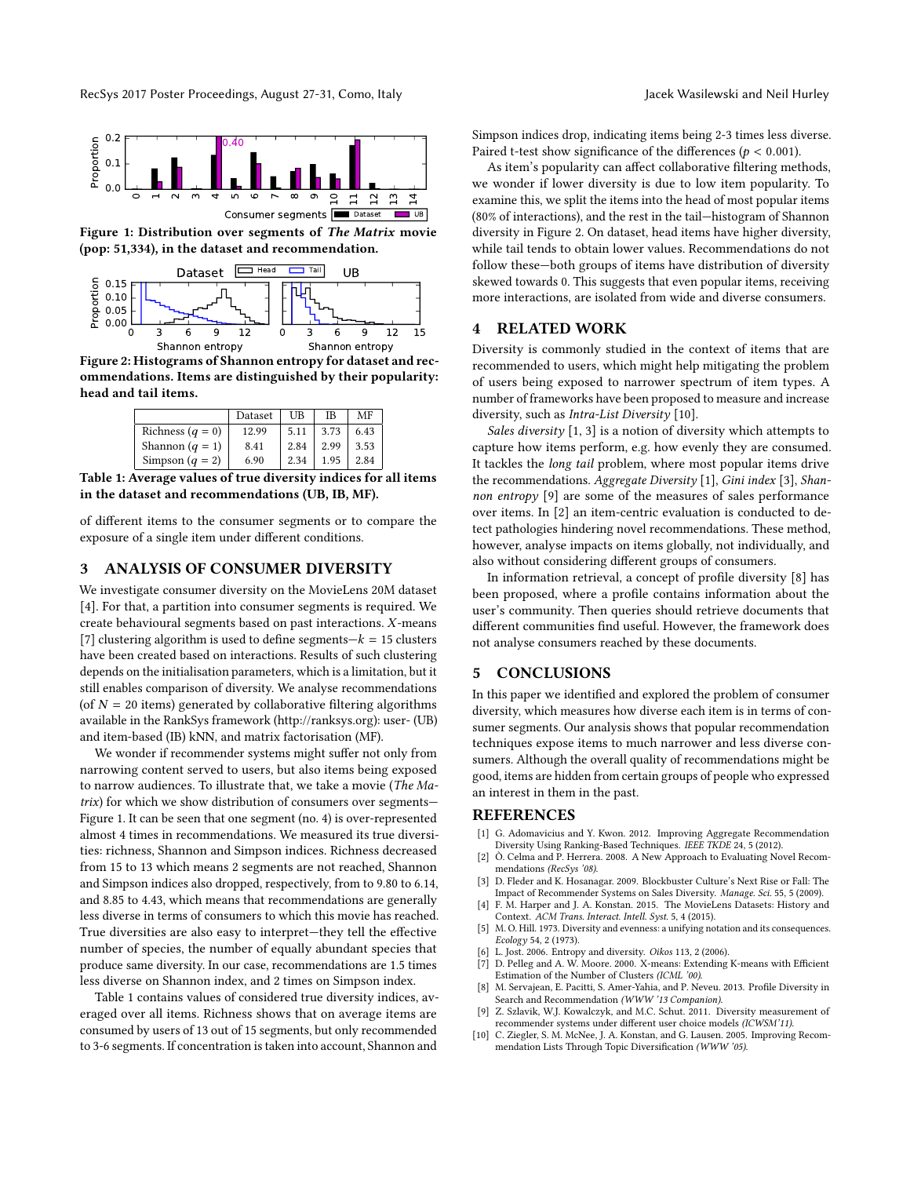0.2
0.1
0.0
Proportion
0.40
0 1 2 3 4 5 6 7 8 9 10 11 12 13 14
Consumer segments
Dataset
UB

Figure 1: Distribution over segments of *The Matrix* movie (pop: 51,334), in the dataset and recommendation.

Dataset
Head
Tail
UB
Proportion
0.15
0.10
0.05
0.00
0 3 6 9 12
Shannon entropy
0 3 6 9 12 15
Shannon entropy

Figure 2: Histograms of Shannon entropy for dataset and recommendations. Items are distinguished by their popularity: head and tail items.

| | Dataset | UB | IB | MF |
|---|---|---|---|---|
| Richness ($q = 0$) | 12.99 | 5.11 | 3.73 | 6.43 |
| Shannon ($q = 1$) | 8.41 | 2.84 | 2.99 | 3.53 |
| Simpson ($q = 2$) | 6.90 | 2.34 | 1.95 | 2.84 |

Table 1: Average values of true diversity indices for all items in the dataset and recommendations (UB, IB, MF).

of different items to the consumer segments or to compare the exposure of a single item under different conditions.

## 3 ANALYSIS OF CONSUMER DIVERSITY

We investigate consumer diversity on the MovieLens 20M dataset [4]. For that, a partition into consumer segments is required. We create behavioural segments based on past interactions. $X$-means [7] clustering algorithm is used to define segments—$k = 15$ clusters have been created based on interactions. Results of such clustering depends on the initialisation parameters, which is a limitation, but it still enables comparison of diversity. We analyse recommendations (of $N = 20$ items) generated by collaborative filtering algorithms available in the RankSys framework (http://ranksys.org): user- (UB) and item-based (IB) kNN, and matrix factorisation (MF).

We wonder if recommender systems might suffer not only from narrowing content served to users, but also items being exposed to narrow audiences. To illustrate that, we take a movie (*The Matrix*) for which we show distribution of consumers over segments—Figure 1. It can be seen that one segment (no. 4) is over-represented almost 4 times in recommendations. We measured its true diversities: richness, Shannon and Simpson indices. Richness decreased from 15 to 13 which means 2 segments are not reached, Shannon and Simpson indices also dropped, respectively, from to 9.80 to 6.14, and 8.85 to 4.43, which means that recommendations are generally less diverse in terms of consumers to which this movie has reached. True diversities are also easy to interpret—they tell the effective number of species, the number of equally abundant species that produce same diversity. In our case, recommendations are 1.5 times less diverse on Shannon index, and 2 times on Simpson index.

Table 1 contains values of considered true diversity indices, averaged over all items. Richness shows that on average items are consumed by users of 13 out of 15 segments, but only recommended to 3-6 segments. If concentration is taken into account, Shannon and Simpson indices drop, indicating items being 2-3 times less diverse. Paired t-test show significance of the differences ($p < 0.001$).

As item's popularity can affect collaborative filtering methods, we wonder if lower diversity is due to low item popularity. To examine this, we split the items into the head of most popular items (80% of interactions), and the rest in the tail—histogram of Shannon diversity in Figure 2. On dataset, head items have higher diversity, while tail tends to obtain lower values. Recommendations do not follow these—both groups of items have distribution of diversity skewed towards 0. This suggests that even popular items, receiving more interactions, are isolated from wide and diverse consumers.

## 4 RELATED WORK

Diversity is commonly studied in the context of items that are recommended to users, which might help mitigating the problem of users being exposed to narrower spectrum of item types. A number of frameworks have been proposed to measure and increase diversity, such as *Intra-List Diversity* [10].

*Sales diversity* [1, 3] is a notion of diversity which attempts to capture how items perform, e.g. how evenly they are consumed. It tackles the *long tail* problem, where most popular items drive the recommendations. *Aggregate Diversity* [1], *Gini index* [3], *Shannon entropy* [9] are some of the measures of sales performance over items. In [2] an item-centric evaluation is conducted to detect pathologies hindering novel recommendations. These method, however, analyse impacts on items globally, not individually, and also without considering different groups of consumers.

In information retrieval, a concept of profile diversity [8] has been proposed, where a profile contains information about the user's community. Then queries should retrieve documents that different communities find useful. However, the framework does not analyse consumers reached by these documents.

## 5 CONCLUSIONS

In this paper we identified and explored the problem of consumer diversity, which measures how diverse each item is in terms of consumer segments. Our analysis shows that popular recommendation techniques expose items to much narrower and less diverse consumers. Although the overall quality of recommendations might be good, items are hidden from certain groups of people who expressed an interest in them in the past.

## REFERENCES

- [1] G. Adomavicius and Y. Kwon. 2012. Improving Aggregate Recommendation Diversity Using Ranking-Based Techniques. *IEEE TKDE* 24, 5 (2012).
- [2] Ò. Celma and P. Herrera. 2008. A New Approach to Evaluating Novel Recommendations *(RecSys '08)*.
- [3] D. Fleder and K. Hosanagar. 2009. Blockbuster Culture's Next Rise or Fall: The Impact of Recommender Systems on Sales Diversity. *Manage. Sci.* 55, 5 (2009).
- [4] F. M. Harper and J. A. Konstan. 2015. The MovieLens Datasets: History and Context. *ACM Trans. Interact. Intell. Syst.* 5, 4 (2015).
- [5] M. O. Hill. 1973. Diversity and evenness: a unifying notation and its consequences. *Ecology* 54, 2 (1973).
- [6] L. Jost. 2006. Entropy and diversity. *Oikos* 113, 2 (2006).
- [7] D. Pelleg and A. W. Moore. 2000. X-means: Extending K-means with Efficient Estimation of the Number of Clusters *(ICML '00)*.
- [8] M. Servajean, E. Pacitti, S. Amer-Yahia, and P. Neveu. 2013. Profile Diversity in Search and Recommendation *(WWW '13 Companion)*.
- [9] Z. Szlavik, W.J. Kowalczyk, and M.C. Schut. 2011. Diversity measurement of recommender systems under different user choice models *(ICWSM'11)*.
- [10] C. Ziegler, S. M. McNee, J. A. Konstan, and G. Lausen. 2005. Improving Recommendation Lists Through Topic Diversification *(WWW '05)*.